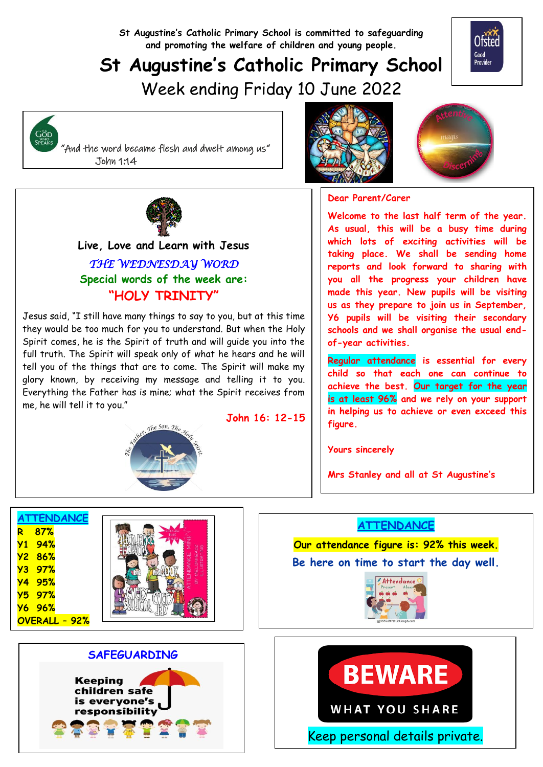St Augustine's Catholic Primary School is committed to safeguarding and promoting the welfare of children and young people.

# St Augustine's Catholic Primary School

## Week ending Friday 10 June 2022

"And the word became flesh and dwelt among us"
John 1:14

**Live, Love and Learn with Jesus**

*THE WEDNESDAY WORD*

**Special words of the week are:**

**"HOLY TRINITY"**

Jesus said, "I still have many things to say to you, but at this time they would be too much for you to understand. But when the Holy Spirit comes, he is the Spirit of truth and will guide you into the full truth. The Spirit will speak only of what he hears and he will tell you of the things that are to come. The Spirit will make my glory known, by receiving my message and telling it to you. Everything the Father has is mine; what the Spirit receives from me, he will tell it to you."

**John 16: 12-15**

**Dear Parent/Carer**

**Welcome to the last half term of the year. As usual, this will be a busy time during which lots of exciting activities will be taking place. We shall be sending home reports and look forward to sharing with you all the progress your children have made this year. New pupils will be visiting us as they prepare to join us in September, Y6 pupils will be visiting their secondary schools and we shall organise the usual end-of-year activities.**

**Regular attendance is essential for every child so that each one can continue to achieve the best. Our target for the year is at least 96% and we rely on your support in helping us to achieve or even exceed this figure.**

**Yours sincerely**

**Mrs Stanley and all at St Augustine's**

## ATTENDANCE

| Class | Attendance |
|---|---|
| R | 87% |
| Y1 | 94% |
| Y2 | 86% |
| Y3 | 97% |
| Y4 | 95% |
| Y5 | 97% |
| Y6 | 96% |
| OVERALL | 92% |

## ATTENDANCE

**Our attendance figure is: 92% this week.**

**Be here on time to start the day well.**

## SAFEGUARDING

Keeping children safe is everyone's responsibility

**BEWARE WHAT YOU SHARE**

Keep personal details private.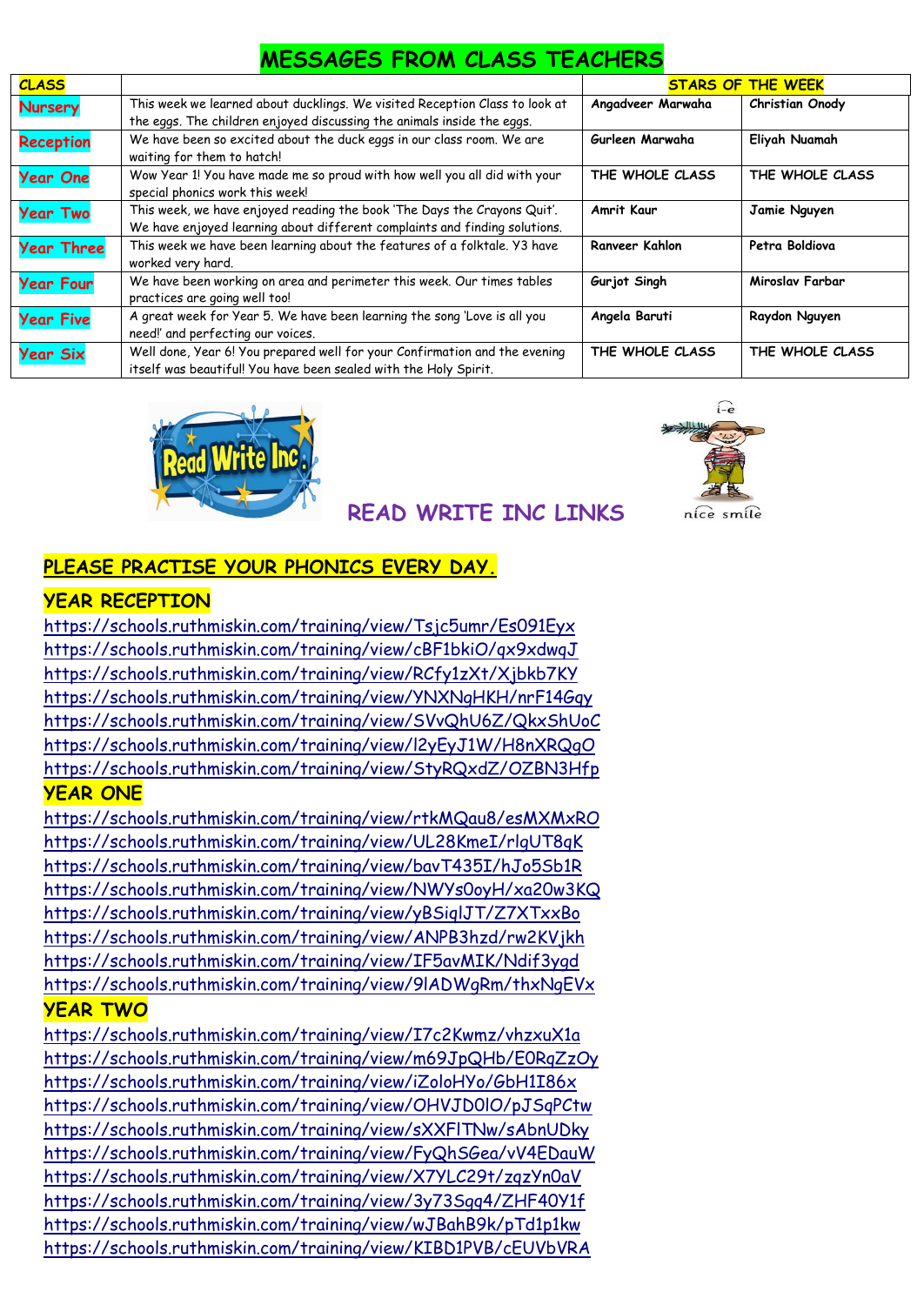# MESSAGES FROM CLASS TEACHERS

| CLASS | | STARS OF THE WEEK | |
|---|---|---|---|
| Nursery | This week we learned about ducklings. We visited Reception Class to look at the eggs. The children enjoyed discussing the animals inside the eggs. | Angadveer Marwaha | Christian Onody |
| Reception | We have been so excited about the duck eggs in our class room. We are waiting for them to hatch! | Gurleen Marwaha | Eliyah Nuamah |
| Year One | Wow Year 1! You have made me so proud with how well you all did with your special phonics work this week! | THE WHOLE CLASS | THE WHOLE CLASS |
| Year Two | This week, we have enjoyed reading the book 'The Days the Crayons Quit'. We have enjoyed learning about different complaints and finding solutions. | Amrit Kaur | Jamie Nguyen |
| Year Three | This week we have been learning about the features of a folktale. Y3 have worked very hard. | Ranveer Kahlon | Petra Boldiova |
| Year Four | We have been working on area and perimeter this week. Our times tables practices are going well too! | Gurjot Singh | Miroslav Farbar |
| Year Five | A great week for Year 5. We have been learning the song 'Love is all you need!' and perfecting our voices. | Angela Baruti | Raydon Nguyen |
| Year Six | Well done, Year 6! You prepared well for your Confirmation and the evening itself was beautiful! You have been sealed with the Holy Spirit. | THE WHOLE CLASS | THE WHOLE CLASS |

Read Write Inc.

## READ WRITE INC LINKS

i-e
nice smile

## PLEASE PRACTISE YOUR PHONICS EVERY DAY.

### YEAR RECEPTION

https://schools.ruthmiskin.com/training/view/Tsjc5umr/Es091Eyx
https://schools.ruthmiskin.com/training/view/cBF1bkiO/qx9xdwqJ
https://schools.ruthmiskin.com/training/view/RCfy1zXt/Xjbkb7KY
https://schools.ruthmiskin.com/training/view/YNXNgHKH/nrF14Gqy
https://schools.ruthmiskin.com/training/view/SVvQhU6Z/QkxShUoC
https://schools.ruthmiskin.com/training/view/l2yEyJ1W/H8nXRQgO
https://schools.ruthmiskin.com/training/view/StyRQxdZ/OZBN3Hfp

### YEAR ONE

https://schools.ruthmiskin.com/training/view/rtkMQau8/esMXMxRO
https://schools.ruthmiskin.com/training/view/UL28KmeI/rlqUT8qK
https://schools.ruthmiskin.com/training/view/bavT435I/hJo5Sb1R
https://schools.ruthmiskin.com/training/view/NWYs0oyH/xa20w3KQ
https://schools.ruthmiskin.com/training/view/yBSiqlJT/Z7XTxxBo
https://schools.ruthmiskin.com/training/view/ANPB3hzd/rw2KVjkh
https://schools.ruthmiskin.com/training/view/IF5avMIK/Ndif3ygd
https://schools.ruthmiskin.com/training/view/9lADWgRm/thxNgEVx

### YEAR TWO

https://schools.ruthmiskin.com/training/view/I7c2Kwmz/vhzxuX1a
https://schools.ruthmiskin.com/training/view/m69JpQHb/E0RqZzOy
https://schools.ruthmiskin.com/training/view/iZoloHYo/GbH1I86x
https://schools.ruthmiskin.com/training/view/OHVJD0lO/pJSqPCtw
https://schools.ruthmiskin.com/training/view/sXXFlTNw/sAbnUDky
https://schools.ruthmiskin.com/training/view/FyQhSGea/vV4EDauW
https://schools.ruthmiskin.com/training/view/X7YLC29t/zqzYn0aV
https://schools.ruthmiskin.com/training/view/3y73Sgq4/ZHF40Y1f
https://schools.ruthmiskin.com/training/view/wJBahB9k/pTd1p1kw
https://schools.ruthmiskin.com/training/view/KIBD1PVB/cEUVbVRA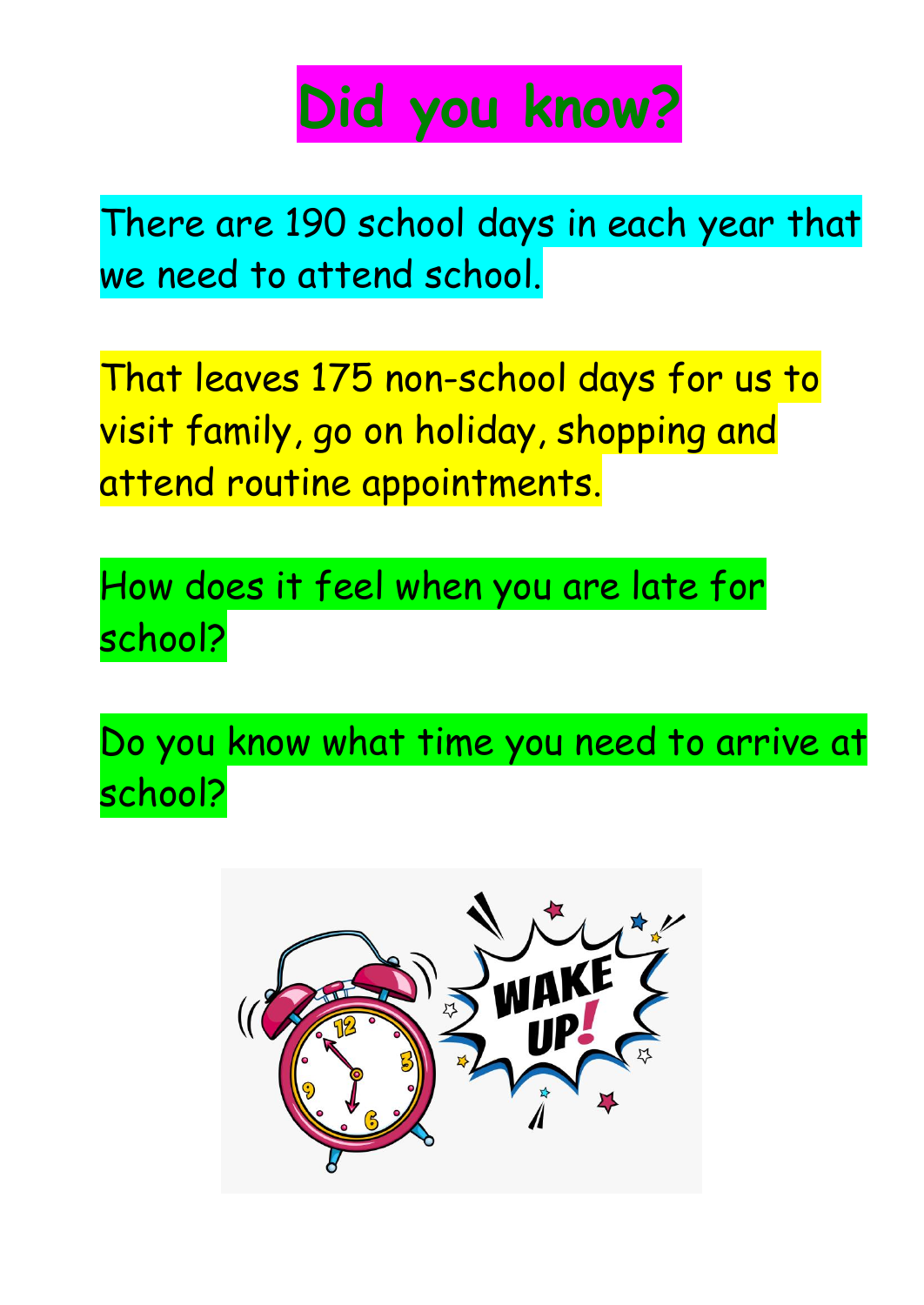# Did you know?

There are 190 school days in each year that we need to attend school.

That leaves 175 non-school days for us to visit family, go on holiday, shopping and attend routine appointments.

How does it feel when you are late for school?

Do you know what time you need to arrive at school?